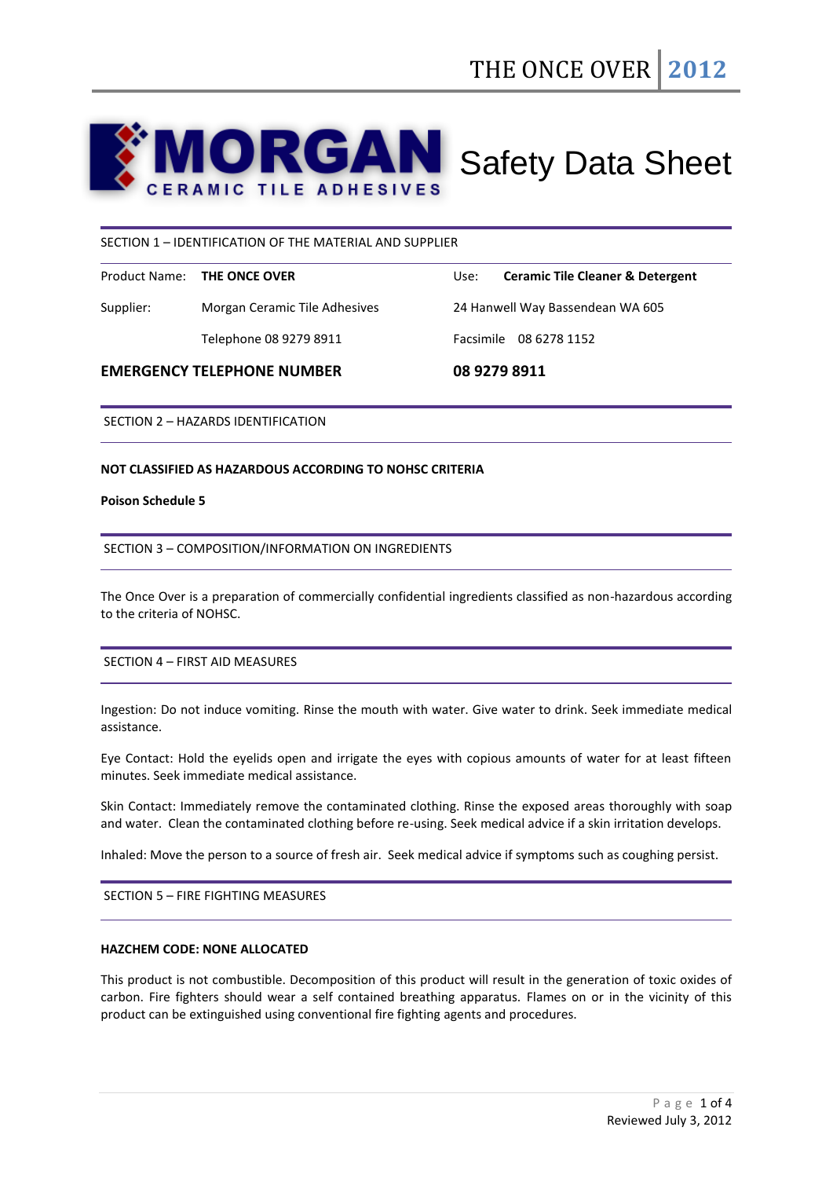# MORGAN CERAMIC TILE ADHESIVES Safety Data Sheet

## SECTION 1 – IDENTIFICATION OF THE MATERIAL AND SUPPLIER

| | | | |
|---|---|---|---|
| Product Name: | **THE ONCE OVER** | Use: | **Ceramic Tile Cleaner & Detergent** |
| Supplier: | Morgan Ceramic Tile Adhesives | 24 Hanwell Way Bassendean WA 605 | |
| | Telephone 08 9279 8911 | Facsimile 08 6278 1152 | |
| **EMERGENCY TELEPHONE NUMBER** | | **08 9279 8911** | |

## SECTION 2 – HAZARDS IDENTIFICATION

**NOT CLASSIFIED AS HAZARDOUS ACCORDING TO NOHSC CRITERIA**

**Poison Schedule 5**

## SECTION 3 – COMPOSITION/INFORMATION ON INGREDIENTS

The Once Over is a preparation of commercially confidential ingredients classified as non-hazardous according to the criteria of NOHSC.

## SECTION 4 – FIRST AID MEASURES

Ingestion: Do not induce vomiting. Rinse the mouth with water. Give water to drink. Seek immediate medical assistance.

Eye Contact: Hold the eyelids open and irrigate the eyes with copious amounts of water for at least fifteen minutes. Seek immediate medical assistance.

Skin Contact: Immediately remove the contaminated clothing. Rinse the exposed areas thoroughly with soap and water. Clean the contaminated clothing before re-using. Seek medical advice if a skin irritation develops.

Inhaled: Move the person to a source of fresh air. Seek medical advice if symptoms such as coughing persist.

## SECTION 5 – FIRE FIGHTING MEASURES

**HAZCHEM CODE: NONE ALLOCATED**

This product is not combustible. Decomposition of this product will result in the generation of toxic oxides of carbon. Fire fighters should wear a self contained breathing apparatus. Flames on or in the vicinity of this product can be extinguished using conventional fire fighting agents and procedures.

Reviewed July 3, 2012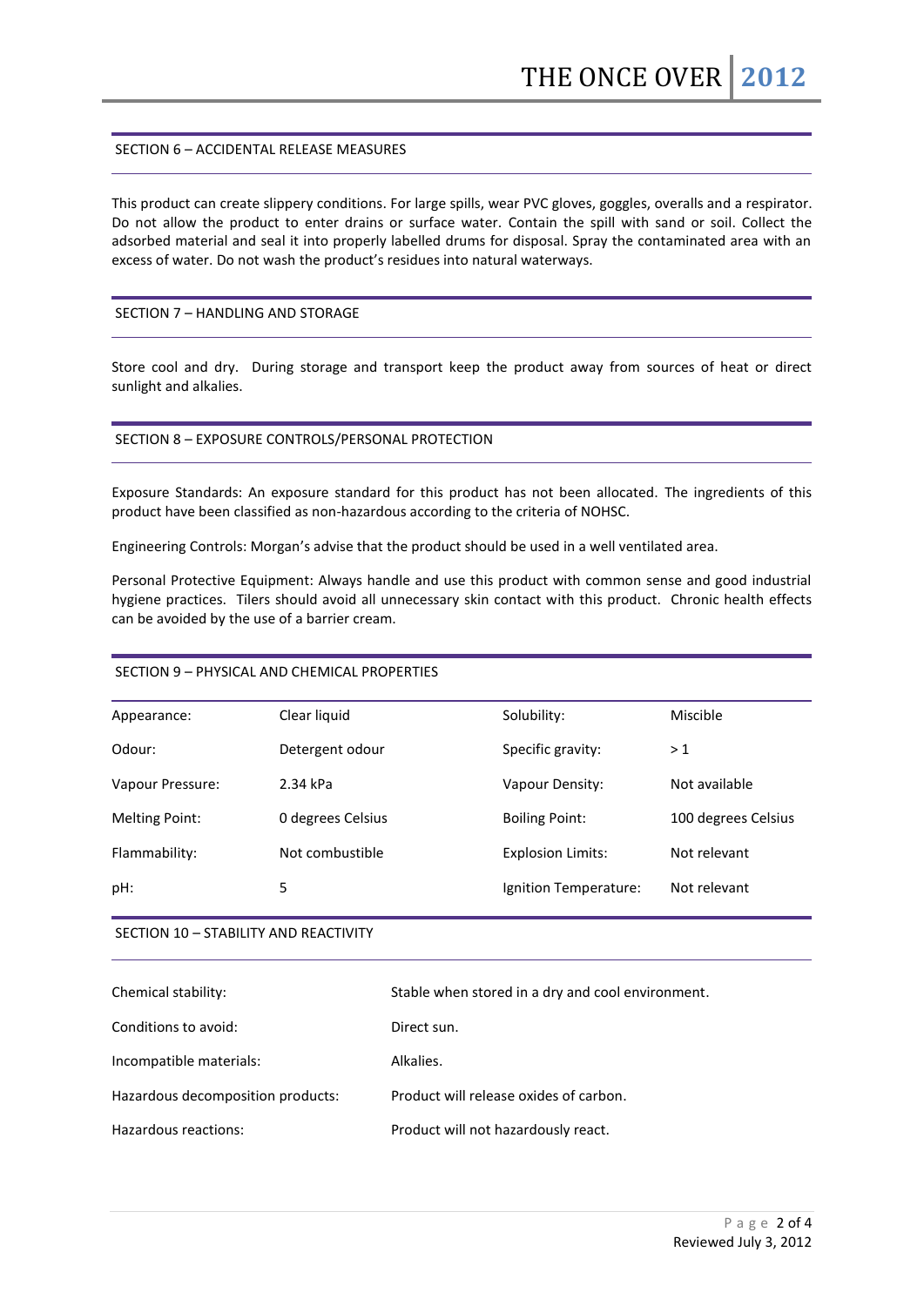## SECTION 6 – ACCIDENTAL RELEASE MEASURES

This product can create slippery conditions. For large spills, wear PVC gloves, goggles, overalls and a respirator. Do not allow the product to enter drains or surface water. Contain the spill with sand or soil. Collect the adsorbed material and seal it into properly labelled drums for disposal. Spray the contaminated area with an excess of water. Do not wash the product's residues into natural waterways.

## SECTION 7 – HANDLING AND STORAGE

Store cool and dry. During storage and transport keep the product away from sources of heat or direct sunlight and alkalies.

## SECTION 8 – EXPOSURE CONTROLS/PERSONAL PROTECTION

Exposure Standards: An exposure standard for this product has not been allocated. The ingredients of this product have been classified as non-hazardous according to the criteria of NOHSC.

Engineering Controls: Morgan's advise that the product should be used in a well ventilated area.

Personal Protective Equipment: Always handle and use this product with common sense and good industrial hygiene practices. Tilers should avoid all unnecessary skin contact with this product. Chronic health effects can be avoided by the use of a barrier cream.

## SECTION 9 – PHYSICAL AND CHEMICAL PROPERTIES

| | | | |
|---|---|---|---|
| Appearance: | Clear liquid | Solubility: | Miscible |
| Odour: | Detergent odour | Specific gravity: | > 1 |
| Vapour Pressure: | 2.34 kPa | Vapour Density: | Not available |
| Melting Point: | 0 degrees Celsius | Boiling Point: | 100 degrees Celsius |
| Flammability: | Not combustible | Explosion Limits: | Not relevant |
| pH: | 5 | Ignition Temperature: | Not relevant |

## SECTION 10 – STABILITY AND REACTIVITY

| | |
|---|---|
| Chemical stability: | Stable when stored in a dry and cool environment. |
| Conditions to avoid: | Direct sun. |
| Incompatible materials: | Alkalies. |
| Hazardous decomposition products: | Product will release oxides of carbon. |
| Hazardous reactions: | Product will not hazardously react. |

Reviewed July 3, 2012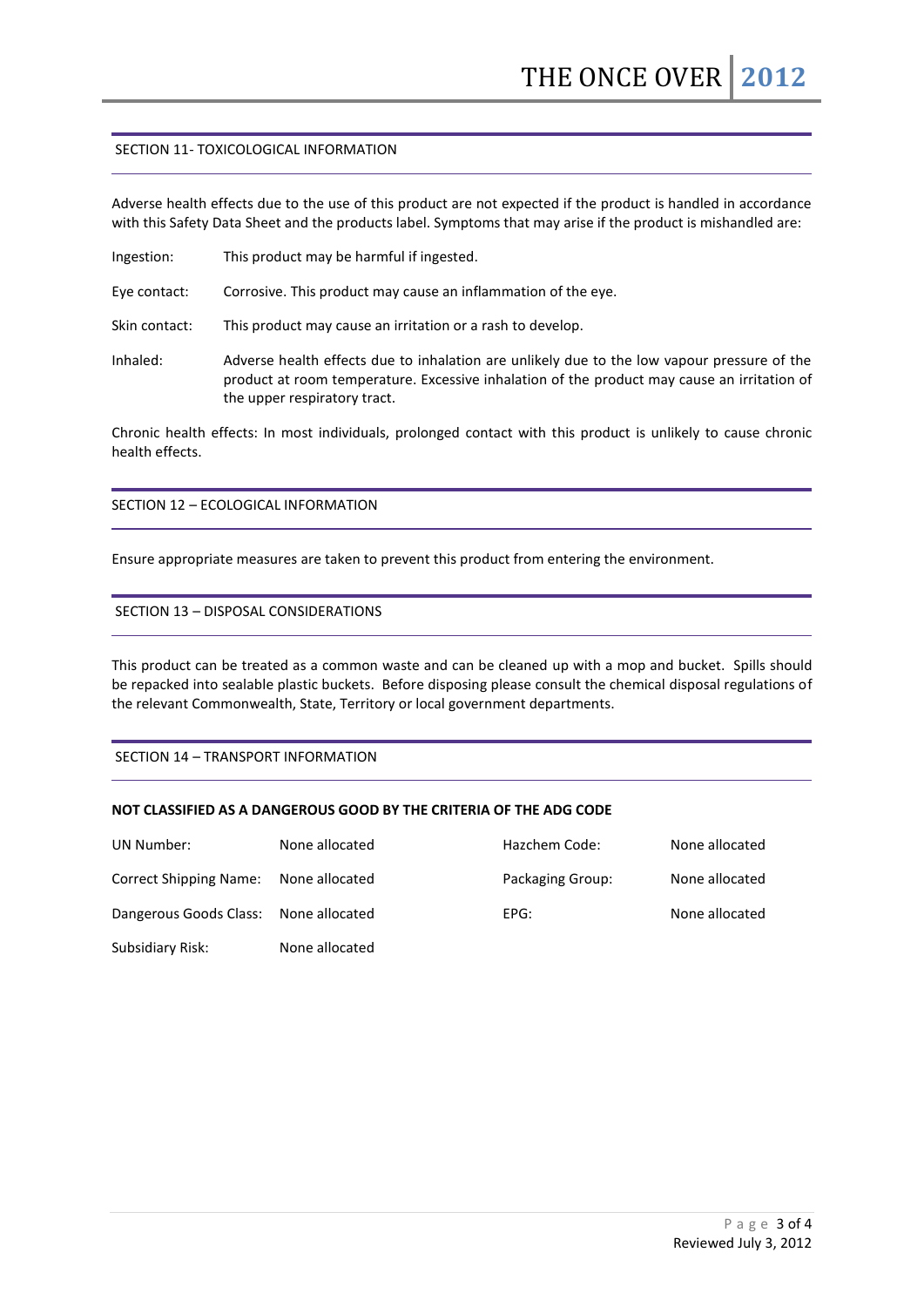## SECTION 11- TOXICOLOGICAL INFORMATION

Adverse health effects due to the use of this product are not expected if the product is handled in accordance with this Safety Data Sheet and the products label. Symptoms that may arise if the product is mishandled are:

Ingestion: This product may be harmful if ingested.

Eye contact: Corrosive. This product may cause an inflammation of the eye.

Skin contact: This product may cause an irritation or a rash to develop.

Inhaled: Adverse health effects due to inhalation are unlikely due to the low vapour pressure of the product at room temperature. Excessive inhalation of the product may cause an irritation of the upper respiratory tract.

Chronic health effects: In most individuals, prolonged contact with this product is unlikely to cause chronic health effects.

## SECTION 12 – ECOLOGICAL INFORMATION

Ensure appropriate measures are taken to prevent this product from entering the environment.

## SECTION 13 – DISPOSAL CONSIDERATIONS

This product can be treated as a common waste and can be cleaned up with a mop and bucket. Spills should be repacked into sealable plastic buckets. Before disposing please consult the chemical disposal regulations of the relevant Commonwealth, State, Territory or local government departments.

## SECTION 14 – TRANSPORT INFORMATION

**NOT CLASSIFIED AS A DANGEROUS GOOD BY THE CRITERIA OF THE ADG CODE**

| | | | |
|---|---|---|---|
| UN Number: | None allocated | Hazchem Code: | None allocated |
| Correct Shipping Name: | None allocated | Packaging Group: | None allocated |
| Dangerous Goods Class: | None allocated | EPG: | None allocated |
| Subsidiary Risk: | None allocated | | |

Reviewed July 3, 2012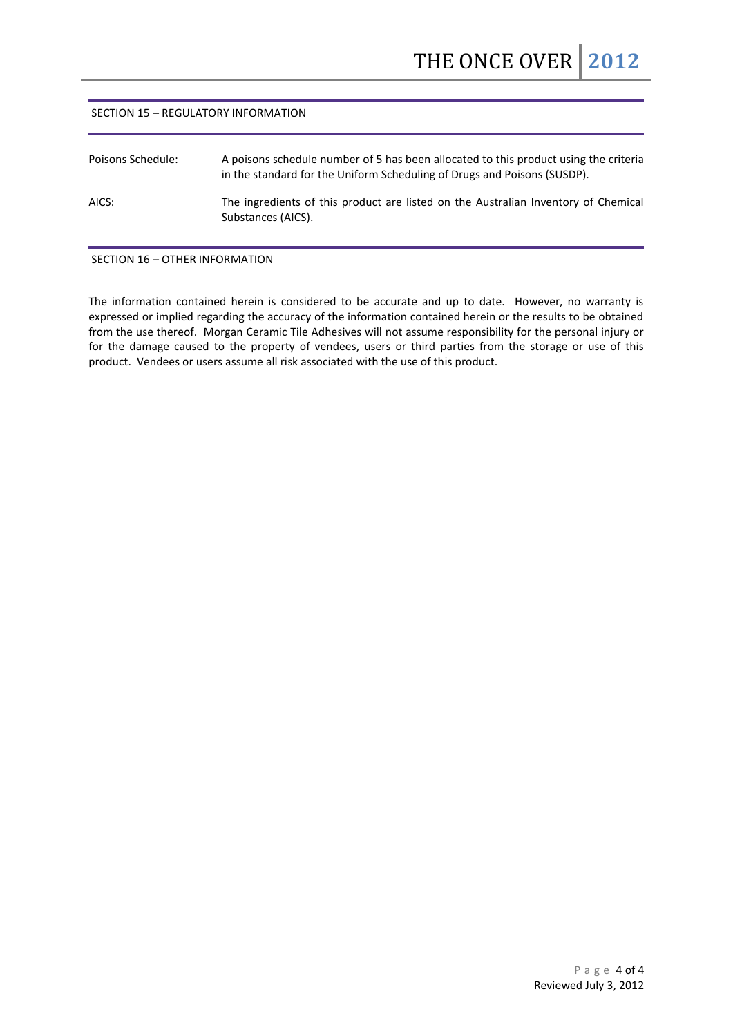## SECTION 15 – REGULATORY INFORMATION

| | |
|---|---|
| Poisons Schedule: | A poisons schedule number of 5 has been allocated to this product using the criteria in the standard for the Uniform Scheduling of Drugs and Poisons (SUSDP). |
| AICS: | The ingredients of this product are listed on the Australian Inventory of Chemical Substances (AICS). |

## SECTION 16 – OTHER INFORMATION

The information contained herein is considered to be accurate and up to date. However, no warranty is expressed or implied regarding the accuracy of the information contained herein or the results to be obtained from the use thereof. Morgan Ceramic Tile Adhesives will not assume responsibility for the personal injury or for the damage caused to the property of vendees, users or third parties from the storage or use of this product. Vendees or users assume all risk associated with the use of this product.

Reviewed July 3, 2012